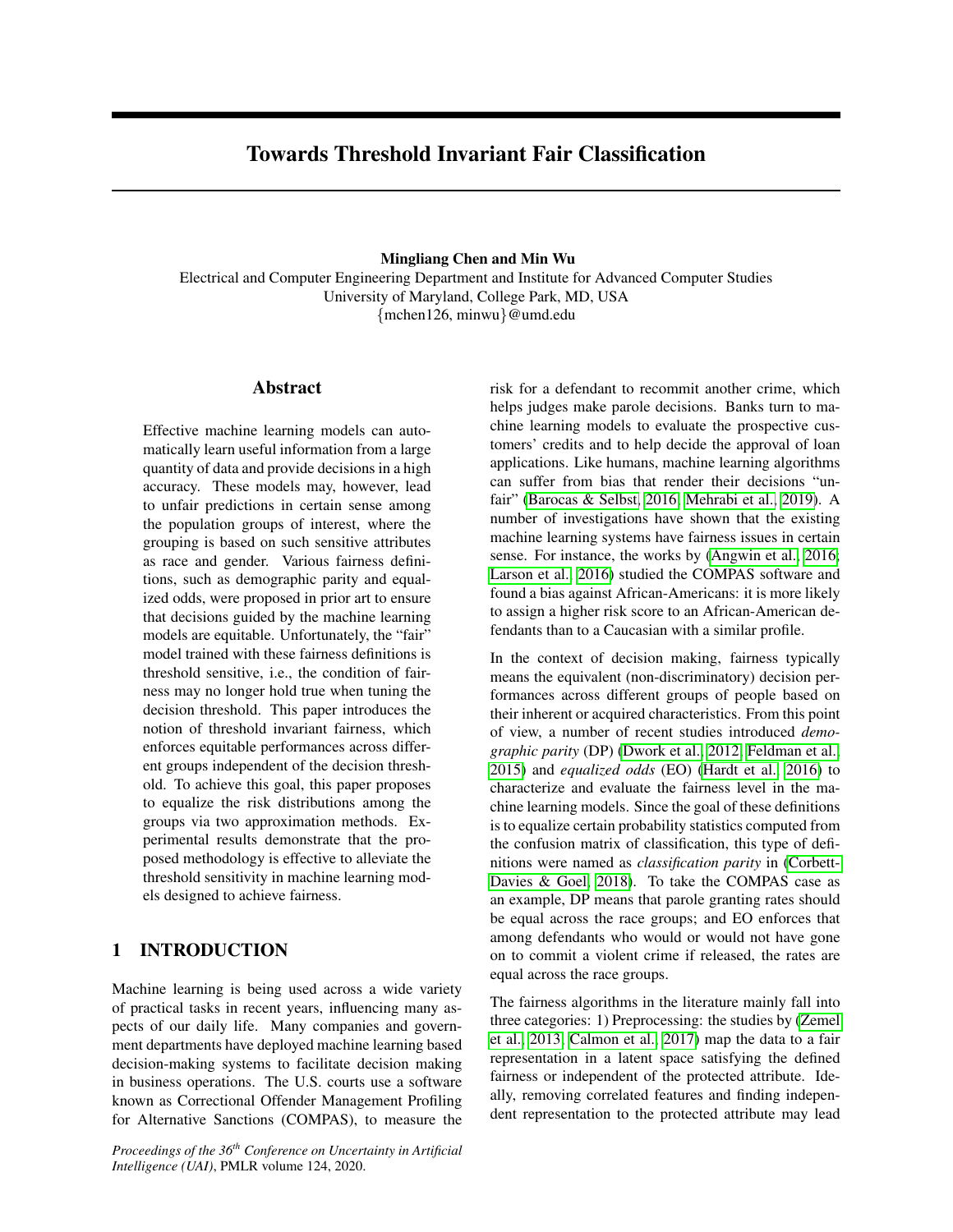# Towards Threshold Invariant Fair Classification

**Mingliang Chen and Min Wu**
Electrical and Computer Engineering Department and Institute for Advanced Computer Studies
University of Maryland, College Park, MD, USA
{mchen126, minwu}@umd.edu

## Abstract

Effective machine learning models can automatically learn useful information from a large quantity of data and provide decisions in a high accuracy. These models may, however, lead to unfair predictions in certain sense among the population groups of interest, where the grouping is based on such sensitive attributes as race and gender. Various fairness definitions, such as demographic parity and equalized odds, were proposed in prior art to ensure that decisions guided by the machine learning models are equitable. Unfortunately, the "fair" model trained with these fairness definitions is threshold sensitive, i.e., the condition of fairness may no longer hold true when tuning the decision threshold. This paper introduces the notion of threshold invariant fairness, which enforces equitable performances across different groups independent of the decision threshold. To achieve this goal, this paper proposes to equalize the risk distributions among the groups via two approximation methods. Experimental results demonstrate that the proposed methodology is effective to alleviate the threshold sensitivity in machine learning models designed to achieve fairness.

## 1 INTRODUCTION

Machine learning is being used across a wide variety of practical tasks in recent years, influencing many aspects of our daily life. Many companies and government departments have deployed machine learning based decision-making systems to facilitate decision making in business operations. The U.S. courts use a software known as Correctional Offender Management Profiling for Alternative Sanctions (COMPAS), to measure the risk for a defendant to recommit another crime, which helps judges make parole decisions. Banks turn to machine learning models to evaluate the prospective customers' credits and to help decide the approval of loan applications. Like humans, machine learning algorithms can suffer from bias that render their decisions "unfair" (Barocas & Selbst, 2016; Mehrabi et al., 2019). A number of investigations have shown that the existing machine learning systems have fairness issues in certain sense. For instance, the works by (Angwin et al., 2016; Larson et al., 2016) studied the COMPAS software and found a bias against African-Americans: it is more likely to assign a higher risk score to an African-American defendants than to a Caucasian with a similar profile.

In the context of decision making, fairness typically means the equivalent (non-discriminatory) decision performances across different groups of people based on their inherent or acquired characteristics. From this point of view, a number of recent studies introduced *demographic parity* (DP) (Dwork et al., 2012; Feldman et al., 2015) and *equalized odds* (EO) (Hardt et al., 2016) to characterize and evaluate the fairness level in the machine learning models. Since the goal of these definitions is to equalize certain probability statistics computed from the confusion matrix of classification, this type of definitions were named as *classification parity* in (Corbett-Davies & Goel, 2018). To take the COMPAS case as an example, DP means that parole granting rates should be equal across the race groups; and EO enforces that among defendants who would or would not have gone on to commit a violent crime if released, the rates are equal across the race groups.

The fairness algorithms in the literature mainly fall into three categories: 1) Preprocessing: the studies by (Zemel et al., 2013; Calmon et al., 2017) map the data to a fair representation in a latent space satisfying the defined fairness or independent of the protected attribute. Ideally, removing correlated features and finding independent representation to the protected attribute may lead

*Proceedings of the 36th Conference on Uncertainty in Artificial Intelligence (UAI)*, PMLR volume 124, 2020.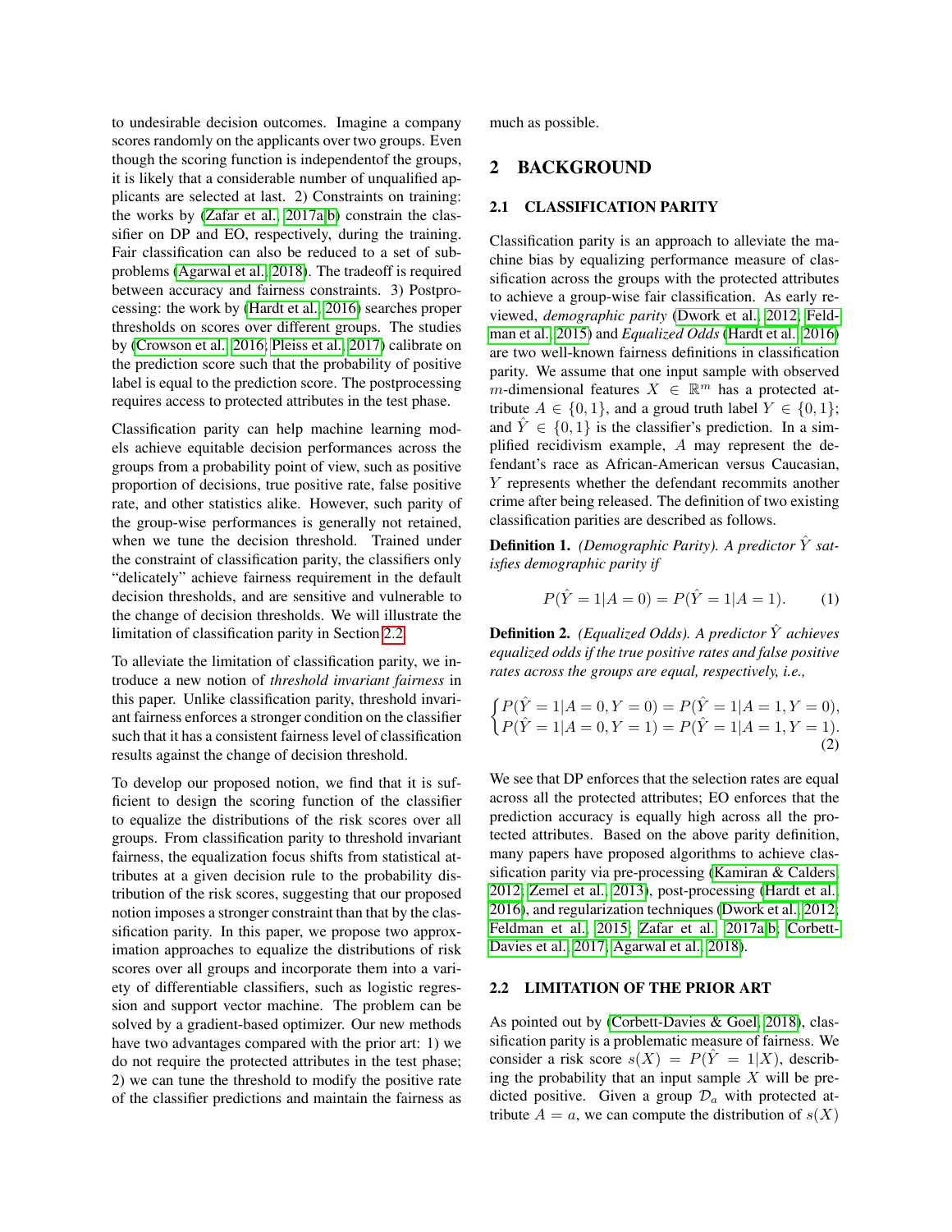to undesirable decision outcomes. Imagine a company scores randomly on the applicants over two groups. Even though the scoring function is independentof the groups, it is likely that a considerable number of unqualified applicants are selected at last. 2) Constraints on training: the works by (Zafar et al., 2017a,b) constrain the classifier on DP and EO, respectively, during the training. Fair classification can also be reduced to a set of subproblems (Agarwal et al., 2018). The tradeoff is required between accuracy and fairness constraints. 3) Postprocessing: the work by (Hardt et al., 2016) searches proper thresholds on scores over different groups. The studies by (Crowson et al., 2016; Pleiss et al., 2017) calibrate on the prediction score such that the probability of positive label is equal to the prediction score. The postprocessing requires access to protected attributes in the test phase.

Classification parity can help machine learning models achieve equitable decision performances across the groups from a probability point of view, such as positive proportion of decisions, true positive rate, false positive rate, and other statistics alike. However, such parity of the group-wise performances is generally not retained, when we tune the decision threshold. Trained under the constraint of classification parity, the classifiers only "delicately" achieve fairness requirement in the default decision thresholds, and are sensitive and vulnerable to the change of decision thresholds. We will illustrate the limitation of classification parity in Section 2.2.

To alleviate the limitation of classification parity, we introduce a new notion of *threshold invariant fairness* in this paper. Unlike classification parity, threshold invariant fairness enforces a stronger condition on the classifier such that it has a consistent fairness level of classification results against the change of decision threshold.

To develop our proposed notion, we find that it is sufficient to design the scoring function of the classifier to equalize the distributions of the risk scores over all groups. From classification parity to threshold invariant fairness, the equalization focus shifts from statistical attributes at a given decision rule to the probability distribution of the risk scores, suggesting that our proposed notion imposes a stronger constraint than that by the classification parity. In this paper, we propose two approximation approaches to equalize the distributions of risk scores over all groups and incorporate them into a variety of differentiable classifiers, such as logistic regression and support vector machine. The problem can be solved by a gradient-based optimizer. Our new methods have two advantages compared with the prior art: 1) we do not require the protected attributes in the test phase; 2) we can tune the threshold to modify the positive rate of the classifier predictions and maintain the fairness as much as possible.

## 2 BACKGROUND

### 2.1 CLASSIFICATION PARITY

Classification parity is an approach to alleviate the machine bias by equalizing performance measure of classification across the groups with the protected attributes to achieve a group-wise fair classification. As early reviewed, *demographic parity* (Dwork et al., 2012; Feldman et al., 2015) and *Equalized Odds* (Hardt et al., 2016) are two well-known fairness definitions in classification parity. We assume that one input sample with observed $m$-dimensional features $X \in \mathbb{R}^m$ has a protected attribute $A \in \{0, 1\}$, and a groud truth label $Y \in \{0, 1\}$; and $\hat{Y} \in \{0, 1\}$ is the classifier's prediction. In a simplified recidivism example, $A$ may represent the defendant's race as African-American versus Caucasian, $Y$ represents whether the defendant recommits another crime after being released. The definition of two existing classification parities are described as follows.

**Definition 1.** *(Demographic Parity). A predictor $\hat{Y}$ satisfies demographic parity if*

$$P(\hat{Y} = 1|A = 0) = P(\hat{Y} = 1|A = 1). \tag{1}$$

**Definition 2.** *(Equalized Odds). A predictor $\hat{Y}$ achieves equalized odds if the true positive rates and false positive rates across the groups are equal, respectively, i.e.,*

$$\begin{cases} P(\hat{Y} = 1|A = 0, Y = 0) = P(\hat{Y} = 1|A = 1, Y = 0), \\ P(\hat{Y} = 1|A = 0, Y = 1) = P(\hat{Y} = 1|A = 1, Y = 1). \end{cases} \tag{2}$$

We see that DP enforces that the selection rates are equal across all the protected attributes; EO enforces that the prediction accuracy is equally high across all the protected attributes. Based on the above parity definition, many papers have proposed algorithms to achieve classification parity via pre-processing (Kamiran & Calders, 2012; Zemel et al., 2013), post-processing (Hardt et al., 2016), and regularization techniques (Dwork et al., 2012; Feldman et al., 2015; Zafar et al., 2017a,b; Corbett-Davies et al., 2017; Agarwal et al., 2018).

### 2.2 LIMITATION OF THE PRIOR ART

As pointed out by (Corbett-Davies & Goel, 2018), classification parity is a problematic measure of fairness. We consider a risk score $s(X) = P(\hat{Y} = 1|X)$, describing the probability that an input sample $X$ will be predicted positive. Given a group $\mathcal{D}_a$ with protected attribute $A = a$, we can compute the distribution of $s(X)$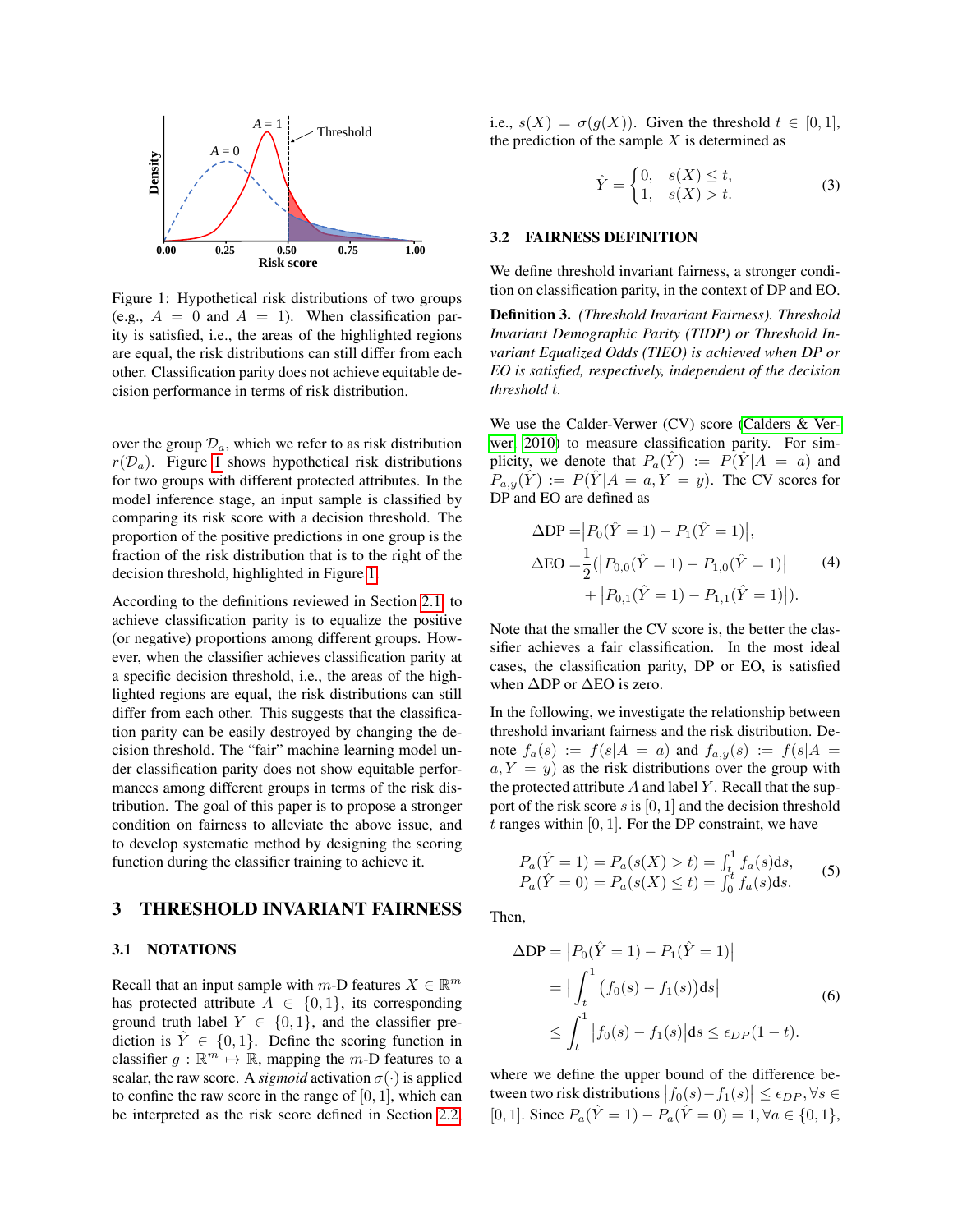Figure 1: Hypothetical risk distributions of two groups (e.g., $A = 0$ and $A = 1$). When classification parity is satisfied, i.e., the areas of the highlighted regions are equal, the risk distributions can still differ from each other. Classification parity does not achieve equitable decision performance in terms of risk distribution.

over the group $\mathcal{D}_a$, which we refer to as risk distribution $r(\mathcal{D}_a)$. Figure 1 shows hypothetical risk distributions for two groups with different protected attributes. In the model inference stage, an input sample is classified by comparing its risk score with a decision threshold. The proportion of the positive predictions in one group is the fraction of the risk distribution that is to the right of the decision threshold, highlighted in Figure 1.

According to the definitions reviewed in Section 2.1, to achieve classification parity is to equalize the positive (or negative) proportions among different groups. However, when the classifier achieves classification parity at a specific decision threshold, i.e., the areas of the highlighted regions are equal, the risk distributions can still differ from each other. This suggests that the classification parity can be easily destroyed by changing the decision threshold. The "fair" machine learning model under classification parity does not show equitable performances among different groups in terms of the risk distribution. The goal of this paper is to propose a stronger condition on fairness to alleviate the above issue, and to develop systematic method by designing the scoring function during the classifier training to achieve it.

# 3 THRESHOLD INVARIANT FAIRNESS

## 3.1 NOTATIONS

Recall that an input sample with $m$-D features $X \in \mathbb{R}^m$ has protected attribute $A \in \{0, 1\}$, its corresponding ground truth label $Y \in \{0, 1\}$, and the classifier prediction is $\hat{Y} \in \{0, 1\}$. Define the scoring function in classifier $g : \mathbb{R}^m \mapsto \mathbb{R}$, mapping the $m$-D features to a scalar, the raw score. A *sigmoid* activation $\sigma(\cdot)$ is applied to confine the raw score in the range of $[0, 1]$, which can be interpreted as the risk score defined in Section 2.2, i.e., $s(X) = \sigma(g(X))$. Given the threshold $t \in [0, 1]$, the prediction of the sample $X$ is determined as

$$\hat{Y} = \begin{cases} 0, & s(X) \leq t, \\ 1, & s(X) > t. \end{cases} \tag{3}$$

## 3.2 FAIRNESS DEFINITION

We define threshold invariant fairness, a stronger condition on classification parity, in the context of DP and EO.

**Definition 3.** *(Threshold Invariant Fairness). Threshold Invariant Demographic Parity (TIDP) or Threshold Invariant Equalized Odds (TIEO) is achieved when DP or EO is satisfied, respectively, independent of the decision threshold $t$.*

We use the Calder-Verwer (CV) score (Calders & Verwer, 2010) to measure classification parity. For simplicity, we denote that $P_a(\hat{Y}) := P(\hat{Y}|A = a)$ and $P_{a,y}(\hat{Y}) := P(\hat{Y}|A = a, Y = y)$. The CV scores for DP and EO are defined as

$$\begin{aligned} \Delta\text{DP} =& \big|P_0(\hat{Y} = 1) - P_1(\hat{Y} = 1)\big|, \\ \Delta\text{EO} =& \frac{1}{2}(\big|P_{0,0}(\hat{Y} = 1) - P_{1,0}(\hat{Y} = 1)\big| \\ &+ \big|P_{0,1}(\hat{Y} = 1) - P_{1,1}(\hat{Y} = 1)\big|). \end{aligned} \tag{4}$$

Note that the smaller the CV score is, the better the classifier achieves a fair classification. In the most ideal cases, the classification parity, DP or EO, is satisfied when $\Delta$DP or $\Delta$EO is zero.

In the following, we investigate the relationship between threshold invariant fairness and the risk distribution. Denote $f_a(s) := f(s|A = a)$ and $f_{a,y}(s) := f(s|A = a, Y = y)$ as the risk distributions over the group with the protected attribute $A$ and label $Y$. Recall that the support of the risk score $s$ is $[0, 1]$ and the decision threshold $t$ ranges within $[0, 1]$. For the DP constraint, we have

$$\begin{aligned} P_a(\hat{Y} = 1) = P_a(s(X) > t) = \textstyle\int_t^1 f_a(s)\mathrm{d}s, \\ P_a(\hat{Y} = 0) = P_a(s(X) \leq t) = \textstyle\int_0^t f_a(s)\mathrm{d}s. \end{aligned} \tag{5}$$

Then,

$$\begin{aligned} \Delta\text{DP} &= \big|P_0(\hat{Y} = 1) - P_1(\hat{Y} = 1)\big| \\ &= \Big|\int_t^1 \big(f_0(s) - f_1(s)\big)\mathrm{d}s\Big| \\ &\leq \int_t^1 \big|f_0(s) - f_1(s)\big|\mathrm{d}s \leq \epsilon_{DP}(1 - t). \end{aligned} \tag{6}$$

where we define the upper bound of the difference between two risk distributions $\big|f_0(s) - f_1(s)\big| \leq \epsilon_{DP}, \forall s \in [0, 1]$. Since $P_a(\hat{Y} = 1) - P_a(\hat{Y} = 0) = 1, \forall a \in \{0, 1\}$,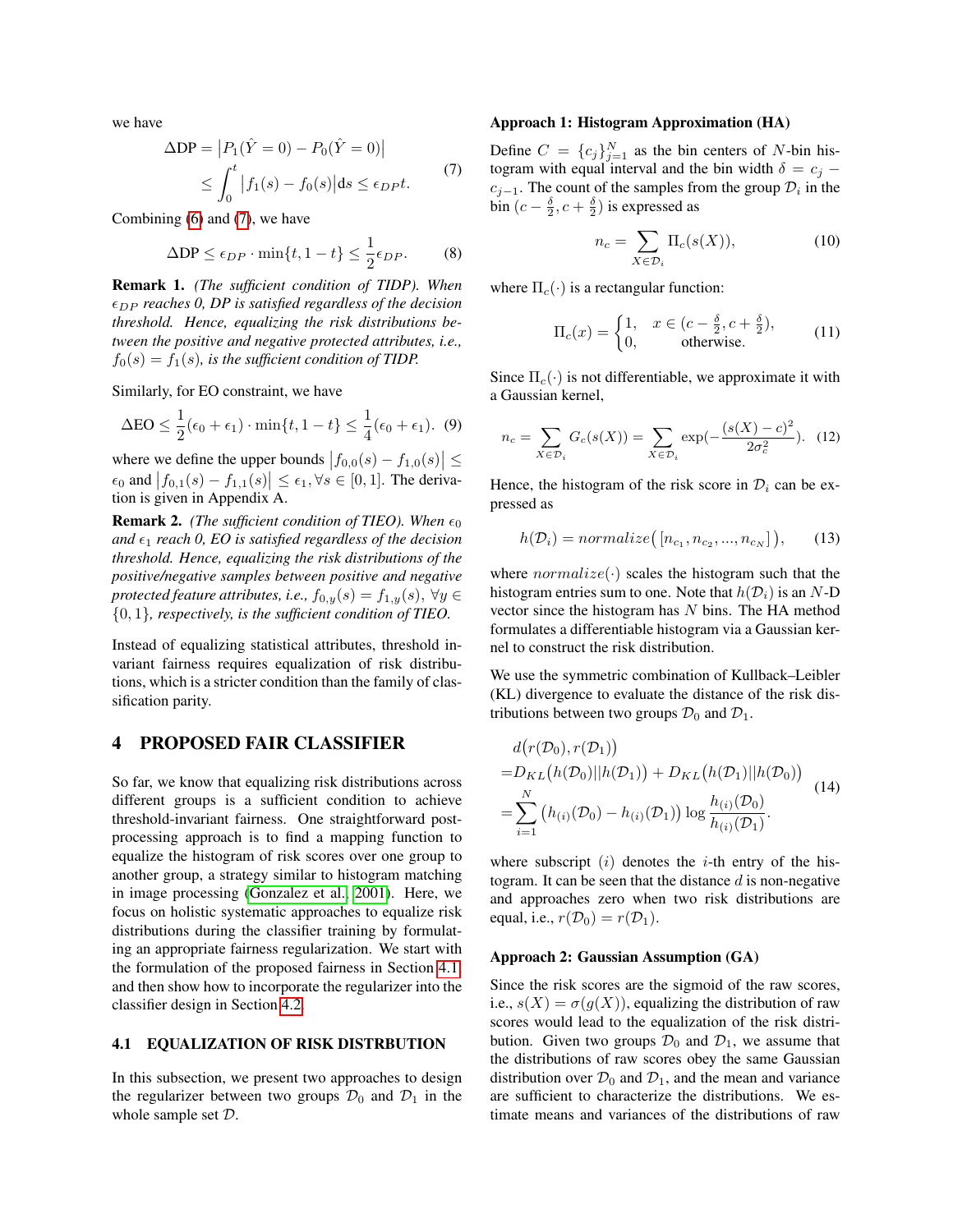we have

$$
\begin{aligned}
\Delta\text{DP} &= \left|P_1(\hat{Y}=0) - P_0(\hat{Y}=0)\right| \\
&\le \int_0^t \left|f_1(s) - f_0(s)\right| \mathrm{d}s \le \epsilon_{DP} t.
\end{aligned} \tag{7}
$$

Combining (6) and (7), we have

$$
\Delta\text{DP} \le \epsilon_{DP} \cdot \min\{t, 1-t\} \le \frac{1}{2}\epsilon_{DP}. \tag{8}
$$

**Remark 1.** *(The sufficient condition of TIDP). When $\epsilon_{DP}$ reaches 0, DP is satisfied regardless of the decision threshold. Hence, equalizing the risk distributions between the positive and negative protected attributes, i.e., $f_0(s) = f_1(s)$, is the sufficient condition of TIDP.*

Similarly, for EO constraint, we have

$$
\Delta\text{EO} \le \frac{1}{2}(\epsilon_0 + \epsilon_1) \cdot \min\{t, 1-t\} \le \frac{1}{4}(\epsilon_0 + \epsilon_1). \tag{9}
$$

where we define the upper bounds $\left|f_{0,0}(s) - f_{1,0}(s)\right| \le \epsilon_0$ and $\left|f_{0,1}(s) - f_{1,1}(s)\right| \le \epsilon_1, \forall s \in [0, 1]$. The derivation is given in Appendix A.

**Remark 2.** *(The sufficient condition of TIEO). When $\epsilon_0$ and $\epsilon_1$ reach 0, EO is satisfied regardless of the decision threshold. Hence, equalizing the risk distributions of the positive/negative samples between positive and negative protected feature attributes, i.e., $f_{0,y}(s) = f_{1,y}(s)$, $\forall y \in \{0, 1\}$, respectively, is the sufficient condition of TIEO.*

Instead of equalizing statistical attributes, threshold invariant fairness requires equalization of risk distributions, which is a stricter condition than the family of classification parity.

# 4 PROPOSED FAIR CLASSIFIER

So far, we know that equalizing risk distributions across different groups is a sufficient condition to achieve threshold-invariant fairness. One straightforward post-processing approach is to find a mapping function to equalize the histogram of risk scores over one group to another group, a strategy similar to histogram matching in image processing (Gonzalez et al., 2001). Here, we focus on holistic systematic approaches to equalize risk distributions during the classifier training by formulating an appropriate fairness regularization. We start with the formulation of the proposed fairness in Section 4.1, and then show how to incorporate the regularizer into the classifier design in Section 4.2.

## 4.1 EQUALIZATION OF RISK DISTRBUTION

In this subsection, we present two approaches to design the regularizer between two groups $\mathcal{D}_0$ and $\mathcal{D}_1$ in the whole sample set $\mathcal{D}$.

**Approach 1: Histogram Approximation (HA)**

Define $C = \{c_j\}_{j=1}^N$ as the bin centers of $N$-bin histogram with equal interval and the bin width $\delta = c_j - c_{j-1}$. The count of the samples from the group $\mathcal{D}_i$ in the bin $(c - \frac{\delta}{2}, c + \frac{\delta}{2})$ is expressed as

$$
n_c = \sum_{X \in \mathcal{D}_i} \Pi_c(s(X)), \tag{10}
$$

where $\Pi_c(\cdot)$ is a rectangular function:

$$
\Pi_c(x) = \begin{cases} 1, & x \in (c - \frac{\delta}{2}, c + \frac{\delta}{2}), \\ 0, & \text{otherwise.} \end{cases} \tag{11}
$$

Since $\Pi_c(\cdot)$ is not differentiable, we approximate it with a Gaussian kernel,

$$
n_c = \sum_{X \in \mathcal{D}_i} G_c(s(X)) = \sum_{X \in \mathcal{D}_i} \exp(-\frac{(s(X) - c)^2}{2\sigma_c^2}). \tag{12}
$$

Hence, the histogram of the risk score in $\mathcal{D}_i$ can be expressed as

$$
h(\mathcal{D}_i) = normalize\big([n_{c_1}, n_{c_2}, ..., n_{c_N}]\big), \tag{13}
$$

where $normalize(\cdot)$ scales the histogram such that the histogram entries sum to one. Note that $h(\mathcal{D}_i)$ is an $N$-D vector since the histogram has $N$ bins. The HA method formulates a differentiable histogram via a Gaussian kernel to construct the risk distribution.

We use the symmetric combination of Kullback–Leibler (KL) divergence to evaluate the distance of the risk distributions between two groups $\mathcal{D}_0$ and $\mathcal{D}_1$.

$$
\begin{aligned}
&d\big(r(\mathcal{D}_0), r(\mathcal{D}_1)\big) \\
=&D_{KL}\big(h(\mathcal{D}_0)||h(\mathcal{D}_1)\big) + D_{KL}\big(h(\mathcal{D}_1)||h(\mathcal{D}_0)\big) \\
=&\sum_{i=1}^{N} \big(h_{(i)}(\mathcal{D}_0) - h_{(i)}(\mathcal{D}_1)\big) \log \frac{h_{(i)}(\mathcal{D}_0)}{h_{(i)}(\mathcal{D}_1)}.
\end{aligned} \tag{14}
$$

where subscript $(i)$ denotes the $i$-th entry of the histogram. It can be seen that the distance $d$ is non-negative and approaches zero when two risk distributions are equal, i.e., $r(\mathcal{D}_0) = r(\mathcal{D}_1)$.

**Approach 2: Gaussian Assumption (GA)**

Since the risk scores are the sigmoid of the raw scores, i.e., $s(X) = \sigma(g(X))$, equalizing the distribution of raw scores would lead to the equalization of the risk distribution. Given two groups $\mathcal{D}_0$ and $\mathcal{D}_1$, we assume that the distributions of raw scores obey the same Gaussian distribution over $\mathcal{D}_0$ and $\mathcal{D}_1$, and the mean and variance are sufficient to characterize the distributions. We estimate means and variances of the distributions of raw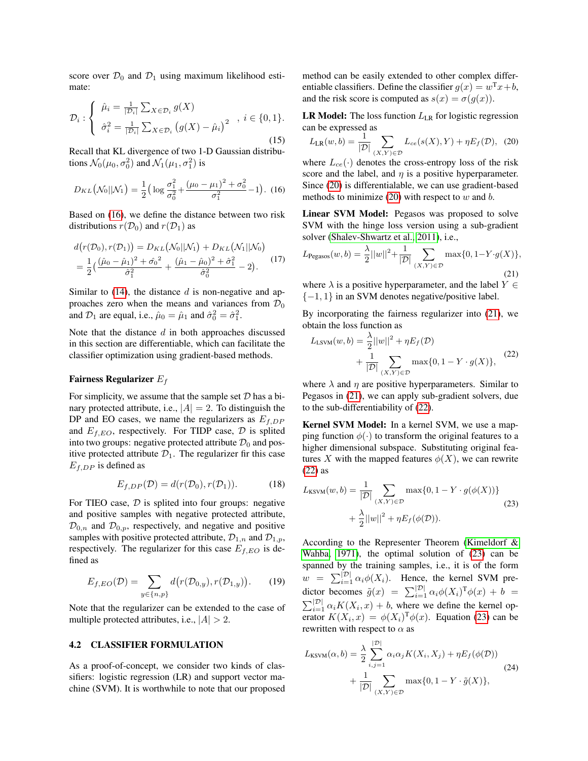score over $\mathcal{D}_0$ and $\mathcal{D}_1$ using maximum likelihood estimate:

$$\mathcal{D}_i : \begin{cases} \hat{\mu}_i = \frac{1}{|\mathcal{D}_i|} \sum_{X \in \mathcal{D}_i} g(X) \\ \hat{\sigma}_i^2 = \frac{1}{|\mathcal{D}_i|} \sum_{X \in \mathcal{D}_i} \big(g(X) - \hat{\mu}_i\big)^2 \end{cases}, \ i \in \{0, 1\}. \tag{15}$$

Recall that KL divergence of two 1-D Gaussian distributions $\mathcal{N}_0(\mu_0, \sigma_0^2)$ and $\mathcal{N}_1(\mu_1, \sigma_1^2)$ is

$$D_{KL}\big(\mathcal{N}_0 || \mathcal{N}_1\big) = \frac{1}{2}\Big(\log\frac{\sigma_1^2}{\sigma_0^2} + \frac{(\mu_0 - \mu_1)^2 + \sigma_0^2}{\sigma_1^2} - 1\Big). \tag{16}$$

Based on (16), we define the distance between two risk distributions $r(\mathcal{D}_0)$ and $r(\mathcal{D}_1)$ as

$$\begin{aligned} d\big(r(\mathcal{D}_0), r(\mathcal{D}_1)\big) &= D_{KL}\big(\mathcal{N}_0 || \mathcal{N}_1\big) + D_{KL}\big(\mathcal{N}_1 || \mathcal{N}_0\big) \\ &= \frac{1}{2}\Big(\frac{(\hat{\mu}_0 - \hat{\mu}_1)^2 + \hat{\sigma}_0{}^2}{\hat{\sigma}_1^2} + \frac{(\hat{\mu}_1 - \hat{\mu}_0)^2 + \hat{\sigma}_1^2}{\hat{\sigma}_0^2} - 2\Big). \end{aligned} \tag{17}$$

Similar to (14), the distance $d$ is non-negative and approaches zero when the means and variances from $\mathcal{D}_0$ and $\mathcal{D}_1$ are equal, i.e., $\hat{\mu}_0 = \hat{\mu}_1$ and $\hat{\sigma}_0^2 = \hat{\sigma}_1^2$.

Note that the distance $d$ in both approaches discussed in this section are differentiable, which can facilitate the classifier optimization using gradient-based methods.

#### Fairness Regularizer $E_f$

For simplicity, we assume that the sample set $\mathcal{D}$ has a binary protected attribute, i.e., $|A| = 2$. To distinguish the DP and EO cases, we name the regularizers as $E_{f,DP}$ and $E_{f,EO}$, respectively. For TIDP case, $\mathcal{D}$ is splited into two groups: negative protected attribute $\mathcal{D}_0$ and positive protected attribute $\mathcal{D}_1$. The regularizer fir this case $E_{f,DP}$ is defined as

$$E_{f,DP}(\mathcal{D}) = d(r(\mathcal{D}_0), r(\mathcal{D}_1)). \tag{18}$$

For TIEO case, $\mathcal{D}$ is splited into four groups: negative and positive samples with negative protected attribute, $\mathcal{D}_{0,n}$ and $\mathcal{D}_{0,p}$, respectively, and negative and positive samples with positive protected attribute, $\mathcal{D}_{1,n}$ and $\mathcal{D}_{1,p}$, respectively. The regularizer for this case $E_{f,EO}$ is defined as

$$E_{f,EO}(\mathcal{D}) = \sum_{y \in \{n,p\}} d\big(r(\mathcal{D}_{0,y}), r(\mathcal{D}_{1,y})\big). \tag{19}$$

Note that the regularizer can be extended to the case of multiple protected attributes, i.e., $|A| > 2$.

### 4.2 CLASSIFIER FORMULATION

As a proof-of-concept, we consider two kinds of classifiers: logistic regression (LR) and support vector machine (SVM). It is worthwhile to note that our proposed method can be easily extended to other complex differentiable classifiers. Define the classifier $g(x) = w^{\mathrm{T}}x + b$, and the risk score is computed as $s(x) = \sigma(g(x))$.

**LR Model:** The loss function $L_{\text{LR}}$ for logistic regression can be expressed as

$$L_{\text{LR}}(w, b) = \frac{1}{|\mathcal{D}|} \sum_{(X,Y) \in \mathcal{D}} L_{ce}(s(X), Y) + \eta E_f(\mathcal{D}), \tag{20}$$

where $L_{ce}(\cdot)$ denotes the cross-entropy loss of the risk score and the label, and $\eta$ is a positive hyperparameter. Since (20) is differentialable, we can use gradient-based methods to minimize (20) with respect to $w$ and $b$.

**Linear SVM Model:** Pegasos was proposed to solve SVM with the hinge loss version using a sub-gradient solver (Shalev-Shwartz et al., 2011), i.e.,

$$L_{\text{Pegasos}}(w, b) = \frac{\lambda}{2}||w||^2 + \frac{1}{|\mathcal{D}|} \sum_{(X,Y) \in \mathcal{D}} \max\{0, 1 - Y \cdot g(X)\}, \tag{21}$$

where $\lambda$ is a positive hyperparameter, and the label $Y \in \{-1, 1\}$ in an SVM denotes negative/positive label.

By incorporating the fairness regularizer into (21), we obtain the loss function as

$$\begin{aligned} L_{\text{LSVM}}(w, b) &= \frac{\lambda}{2}||w||^2 + \eta E_f(\mathcal{D}) \\ &+ \frac{1}{|\mathcal{D}|} \sum_{(X,Y) \in \mathcal{D}} \max\{0, 1 - Y \cdot g(X)\}, \end{aligned} \tag{22}$$

where $\lambda$ and $\eta$ are positive hyperparameters. Similar to Pegasos in (21), we can apply sub-gradient solvers, due to the sub-differentiability of (22).

**Kernel SVM Model:** In a kernel SVM, we use a mapping function $\phi(\cdot)$ to transform the original features to a higher dimensional subspace. Substituting original features $X$ with the mapped features $\phi(X)$, we can rewrite (22) as

$$\begin{aligned} L_{\text{KSVM}}(w, b) &= \frac{1}{|\mathcal{D}|} \sum_{(X,Y) \in \mathcal{D}} \max\{0, 1 - Y \cdot g(\phi(X))\} \\ &+ \frac{\lambda}{2}||w||^2 + \eta E_f(\phi(\mathcal{D})). \end{aligned} \tag{23}$$

According to the Representer Theorem (Kimeldorf & Wahba, 1971), the optimal solution of (23) can be spanned by the training samples, i.e., it is of the form $w = \sum_{i=1}^{|\mathcal{D}|} \alpha_i \phi(X_i)$. Hence, the kernel SVM predictor becomes $\tilde{g}(x) = \sum_{i=1}^{|\mathcal{D}|} \alpha_i \phi(X_i)^{\mathrm{T}} \phi(x) + b = \sum_{i=1}^{|\mathcal{D}|} \alpha_i K(X_i, x) + b$, where we define the kernel operator $K(X_i, x) = \phi(X_i)^{\mathrm{T}} \phi(x)$. Equation (23) can be rewritten with respect to $\alpha$ as

$$\begin{aligned} L_{\text{KSVM}}(\alpha, b) &= \frac{\lambda}{2} \sum_{i,j=1}^{|\mathcal{D}|} \alpha_i \alpha_j K(X_i, X_j) + \eta E_f(\phi(\mathcal{D})) \\ &+ \frac{1}{|\mathcal{D}|} \sum_{(X,Y) \in \mathcal{D}} \max\{0, 1 - Y \cdot \tilde{g}(X)\}, \end{aligned} \tag{24}$$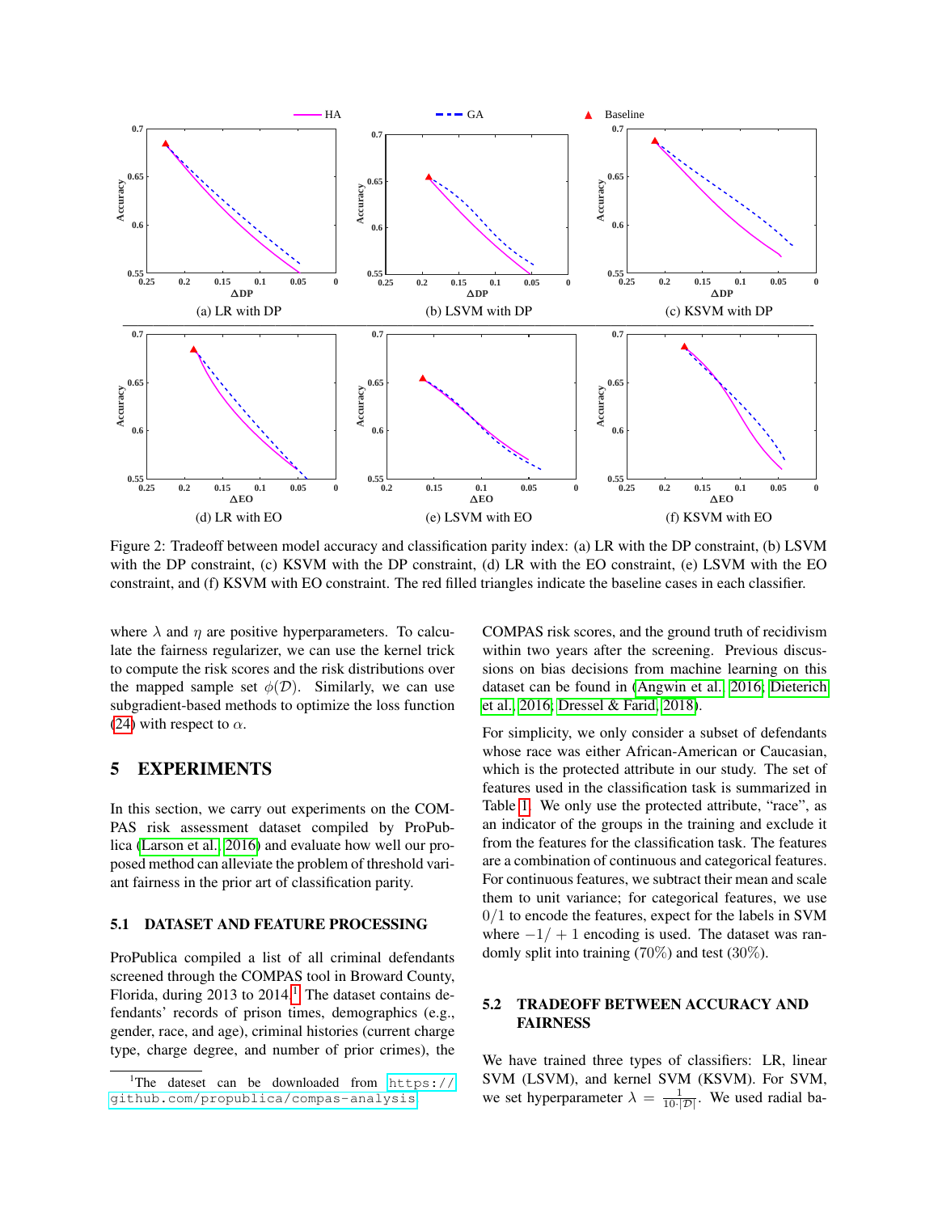Figure 2: Tradeoff between model accuracy and classification parity index: (a) LR with the DP constraint, (b) LSVM with the DP constraint, (c) KSVM with the DP constraint, (d) LR with the EO constraint, (e) LSVM with the EO constraint, and (f) KSVM with EO constraint. The red filled triangles indicate the baseline cases in each classifier.

where $\lambda$ and $\eta$ are positive hyperparameters. To calculate the fairness regularizer, we can use the kernel trick to compute the risk scores and the risk distributions over the mapped sample set $\phi(\mathcal{D})$. Similarly, we can use subgradient-based methods to optimize the loss function (24) with respect to $\alpha$.

# 5 EXPERIMENTS

In this section, we carry out experiments on the COMPAS risk assessment dataset compiled by ProPublica (Larson et al., 2016) and evaluate how well our proposed method can alleviate the problem of threshold variant fairness in the prior art of classification parity.

## 5.1 DATASET AND FEATURE PROCESSING

ProPublica compiled a list of all criminal defendants screened through the COMPAS tool in Broward County, Florida, during 2013 to 2014.[1] The dataset contains defendants' records of prison times, demographics (e.g., gender, race, and age), criminal histories (current charge type, charge degree, and number of prior crimes), the COMPAS risk scores, and the ground truth of recidivism within two years after the screening. Previous discussions on bias decisions from machine learning on this dataset can be found in (Angwin et al., 2016; Dieterich et al., 2016; Dressel & Farid, 2018).

For simplicity, we only consider a subset of defendants whose race was either African-American or Caucasian, which is the protected attribute in our study. The set of features used in the classification task is summarized in Table 1. We only use the protected attribute, "race", as an indicator of the groups in the training and exclude it from the features for the classification task. The features are a combination of continuous and categorical features. For continuous features, we subtract their mean and scale them to unit variance; for categorical features, we use $0/1$ to encode the features, expect for the labels in SVM where $-1/+1$ encoding is used. The dataset was randomly split into training ($70\%$) and test ($30\%$).

## 5.2 TRADEOFF BETWEEN ACCURACY AND FAIRNESS

We have trained three types of classifiers: LR, linear SVM (LSVM), and kernel SVM (KSVM). For SVM, we set hyperparameter $\lambda = \frac{1}{10 \cdot |\mathcal{D}|}$. We used radial ba-

[1] The dataset can be downloaded from https://github.com/propublica/compas-analysis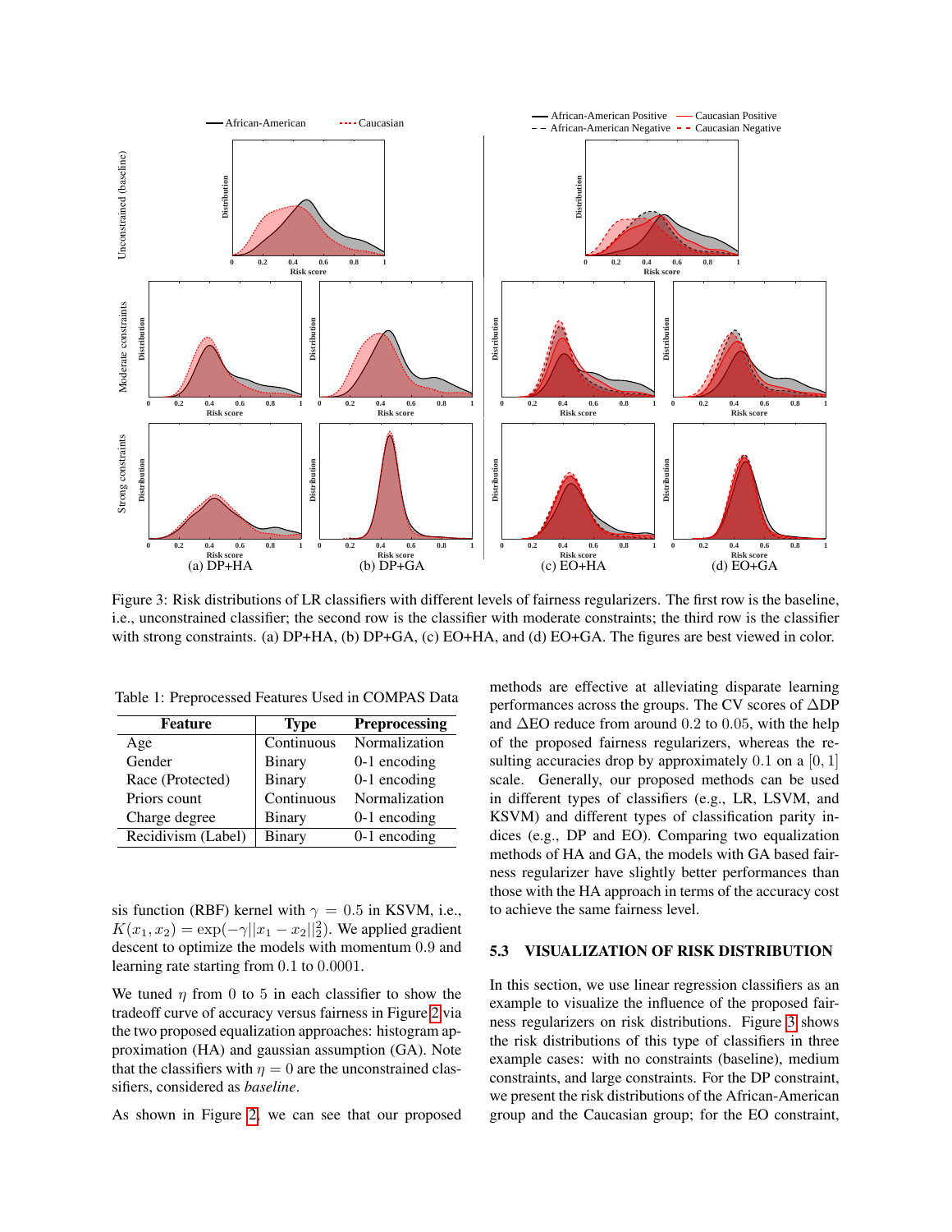Figure 3: Risk distributions of LR classifiers with different levels of fairness regularizers. The first row is the baseline, i.e., unconstrained classifier; the second row is the classifier with moderate constraints; the third row is the classifier with strong constraints. (a) DP+HA, (b) DP+GA, (c) EO+HA, and (d) EO+GA. The figures are best viewed in color.

Table 1: Preprocessed Features Used in COMPAS Data

| Feature | Type | Preprocessing |
|---|---|---|
| Age | Continuous | Normalization |
| Gender | Binary | 0-1 encoding |
| Race (Protected) | Binary | 0-1 encoding |
| Priors count | Continuous | Normalization |
| Charge degree | Binary | 0-1 encoding |
| Recidivism (Label) | Binary | 0-1 encoding |

sis function (RBF) kernel with $\gamma = 0.5$ in KSVM, i.e., $K(x_1, x_2) = \exp(-\gamma ||x_1 - x_2||_2^2)$. We applied gradient descent to optimize the models with momentum 0.9 and learning rate starting from 0.1 to 0.0001.

We tuned $\eta$ from 0 to 5 in each classifier to show the tradeoff curve of accuracy versus fairness in Figure 2 via the two proposed equalization approaches: histogram approximation (HA) and gaussian assumption (GA). Note that the classifiers with $\eta = 0$ are the unconstrained classifiers, considered as *baseline*.

As shown in Figure 2, we can see that our proposed methods are effective at alleviating disparate learning performances across the groups. The CV scores of $\Delta$DP and $\Delta$EO reduce from around 0.2 to 0.05, with the help of the proposed fairness regularizers, whereas the resulting accuracies drop by approximately 0.1 on a $[0, 1]$ scale. Generally, our proposed methods can be used in different types of classifiers (e.g., LR, LSVM, and KSVM) and different types of classification parity indices (e.g., DP and EO). Comparing two equalization methods of HA and GA, the models with GA based fairness regularizer have slightly better performances than those with the HA approach in terms of the accuracy cost to achieve the same fairness level.

### 5.3 VISUALIZATION OF RISK DISTRIBUTION

In this section, we use linear regression classifiers as an example to visualize the influence of the proposed fairness regularizers on risk distributions. Figure 3 shows the risk distributions of this type of classifiers in three example cases: with no constraints (baseline), medium constraints, and large constraints. For the DP constraint, we present the risk distributions of the African-American group and the Caucasian group; for the EO constraint,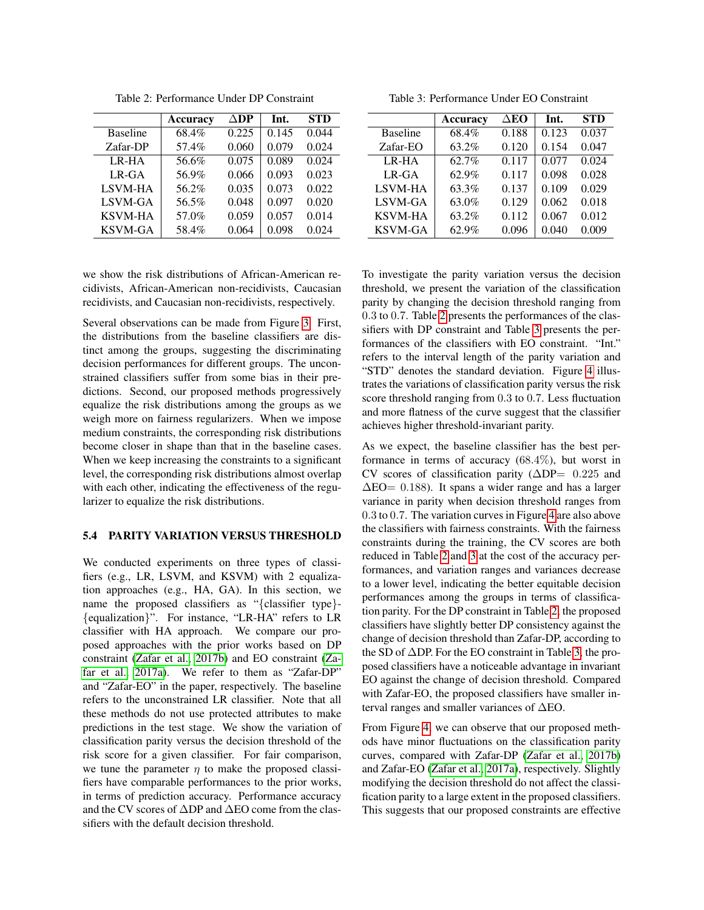Table 2: Performance Under DP Constraint

| | Accuracy | $\Delta$DP | Int. | STD |
|---|---|---|---|---|
| Baseline | 68.4% | 0.225 | 0.145 | 0.044 |
| Zafar-DP | 57.4% | 0.060 | 0.079 | 0.024 |
| LR-HA | 56.6% | 0.075 | 0.089 | 0.024 |
| LR-GA | 56.9% | 0.066 | 0.093 | 0.023 |
| LSVM-HA | 56.2% | 0.035 | 0.073 | 0.022 |
| LSVM-GA | 56.5% | 0.048 | 0.097 | 0.020 |
| KSVM-HA | 57.0% | 0.059 | 0.057 | 0.014 |
| KSVM-GA | 58.4% | 0.064 | 0.098 | 0.024 |

Table 3: Performance Under EO Constraint

| | Accuracy | $\Delta$EO | Int. | STD |
|---|---|---|---|---|
| Baseline | 68.4% | 0.188 | 0.123 | 0.037 |
| Zafar-EO | 63.2% | 0.120 | 0.154 | 0.047 |
| LR-HA | 62.7% | 0.117 | 0.077 | 0.024 |
| LR-GA | 62.9% | 0.117 | 0.098 | 0.028 |
| LSVM-HA | 63.3% | 0.137 | 0.109 | 0.029 |
| LSVM-GA | 63.0% | 0.129 | 0.062 | 0.018 |
| KSVM-HA | 63.2% | 0.112 | 0.067 | 0.012 |
| KSVM-GA | 62.9% | 0.096 | 0.040 | 0.009 |

we show the risk distributions of African-American recidivists, African-American non-recidivists, Caucasian recidivists, and Caucasian non-recidivists, respectively.

Several observations can be made from Figure 3. First, the distributions from the baseline classifiers are distinct among the groups, suggesting the discriminating decision performances for different groups. The unconstrained classifiers suffer from some bias in their predictions. Second, our proposed methods progressively equalize the risk distributions among the groups as we weigh more on fairness regularizers. When we impose medium constraints, the corresponding risk distributions become closer in shape than that in the baseline cases. When we keep increasing the constraints to a significant level, the corresponding risk distributions almost overlap with each other, indicating the effectiveness of the regularizer to equalize the risk distributions.

### 5.4 PARITY VARIATION VERSUS THRESHOLD

We conducted experiments on three types of classifiers (e.g., LR, LSVM, and KSVM) with 2 equalization approaches (e.g., HA, GA). In this section, we name the proposed classifiers as "{classifier type}-{equalization}". For instance, "LR-HA" refers to LR classifier with HA approach. We compare our proposed approaches with the prior works based on DP constraint (Zafar et al., 2017b) and EO constraint (Zafar et al., 2017a). We refer to them as "Zafar-DP" and "Zafar-EO" in the paper, respectively. The baseline refers to the unconstrained LR classifier. Note that all these methods do not use protected attributes to make predictions in the test stage. We show the variation of classification parity versus the decision threshold of the risk score for a given classifier. For fair comparison, we tune the parameter $\eta$ to make the proposed classifiers have comparable performances to the prior works, in terms of prediction accuracy. Performance accuracy and the CV scores of $\Delta$DP and $\Delta$EO come from the classifiers with the default decision threshold.

To investigate the parity variation versus the decision threshold, we present the variation of the classification parity by changing the decision threshold ranging from 0.3 to 0.7. Table 2 presents the performances of the classifiers with DP constraint and Table 3 presents the performances of the classifiers with EO constraint. "Int." refers to the interval length of the parity variation and "STD" denotes the standard deviation. Figure 4 illustrates the variations of classification parity versus the risk score threshold ranging from 0.3 to 0.7. Less fluctuation and more flatness of the curve suggest that the classifier achieves higher threshold-invariant parity.

As we expect, the baseline classifier has the best performance in terms of accuracy (68.4%), but worst in CV scores of classification parity ($\Delta$DP$=$ 0.225 and $\Delta$EO$=$ 0.188). It spans a wider range and has a larger variance in parity when decision threshold ranges from 0.3 to 0.7. The variation curves in Figure 4 are also above the classifiers with fairness constraints. With the fairness constraints during the training, the CV scores are both reduced in Table 2 and 3 at the cost of the accuracy performances, and variation ranges and variances decrease to a lower level, indicating the better equitable decision performances among the groups in terms of classification parity. For the DP constraint in Table 2, the proposed classifiers have slightly better DP consistency against the change of decision threshold than Zafar-DP, according to the SD of $\Delta$DP. For the EO constraint in Table 3, the proposed classifiers have a noticeable advantage in invariant EO against the change of decision threshold. Compared with Zafar-EO, the proposed classifiers have smaller interval ranges and smaller variances of $\Delta$EO.

From Figure 4, we can observe that our proposed methods have minor fluctuations on the classification parity curves, compared with Zafar-DP (Zafar et al., 2017b) and Zafar-EO (Zafar et al., 2017a), respectively. Slightly modifying the decision threshold do not affect the classification parity to a large extent in the proposed classifiers. This suggests that our proposed constraints are effective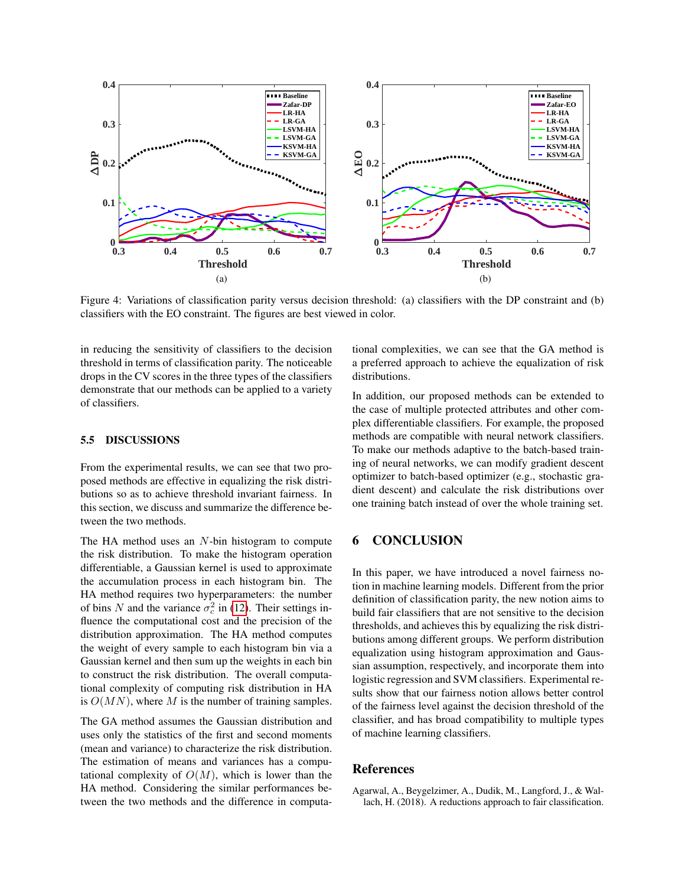Figure 4: Variations of classification parity versus decision threshold: (a) classifiers with the DP constraint and (b) classifiers with the EO constraint. The figures are best viewed in color.

in reducing the sensitivity of classifiers to the decision threshold in terms of classification parity. The noticeable drops in the CV scores in the three types of the classifiers demonstrate that our methods can be applied to a variety of classifiers.

### 5.5 DISCUSSIONS

From the experimental results, we can see that two proposed methods are effective in equalizing the risk distributions so as to achieve threshold invariant fairness. In this section, we discuss and summarize the difference between the two methods.

The HA method uses an $N$-bin histogram to compute the risk distribution. To make the histogram operation differentiable, a Gaussian kernel is used to approximate the accumulation process in each histogram bin. The HA method requires two hyperparameters: the number of bins $N$ and the variance $\sigma_c^2$ in (12). Their settings influence the computational cost and the precision of the distribution approximation. The HA method computes the weight of every sample to each histogram bin via a Gaussian kernel and then sum up the weights in each bin to construct the risk distribution. The overall computational complexity of computing risk distribution in HA is $O(MN)$, where $M$ is the number of training samples.

The GA method assumes the Gaussian distribution and uses only the statistics of the first and second moments (mean and variance) to characterize the risk distribution. The estimation of means and variances has a computational complexity of $O(M)$, which is lower than the HA method. Considering the similar performances between the two methods and the difference in computational complexities, we can see that the GA method is a preferred approach to achieve the equalization of risk distributions.

In addition, our proposed methods can be extended to the case of multiple protected attributes and other complex differentiable classifiers. For example, the proposed methods are compatible with neural network classifiers. To make our methods adaptive to the batch-based training of neural networks, we can modify gradient descent optimizer to batch-based optimizer (e.g., stochastic gradient descent) and calculate the risk distributions over one training batch instead of over the whole training set.

## 6 CONCLUSION

In this paper, we have introduced a novel fairness notion in machine learning models. Different from the prior definition of classification parity, the new notion aims to build fair classifiers that are not sensitive to the decision thresholds, and achieves this by equalizing the risk distributions among different groups. We perform distribution equalization using histogram approximation and Gaussian assumption, respectively, and incorporate them into logistic regression and SVM classifiers. Experimental results show that our fairness notion allows better control of the fairness level against the decision threshold of the classifier, and has broad compatibility to multiple types of machine learning classifiers.

## References

Agarwal, A., Beygelzimer, A., Dudik, M., Langford, J., & Wallach, H. (2018). A reductions approach to fair classification.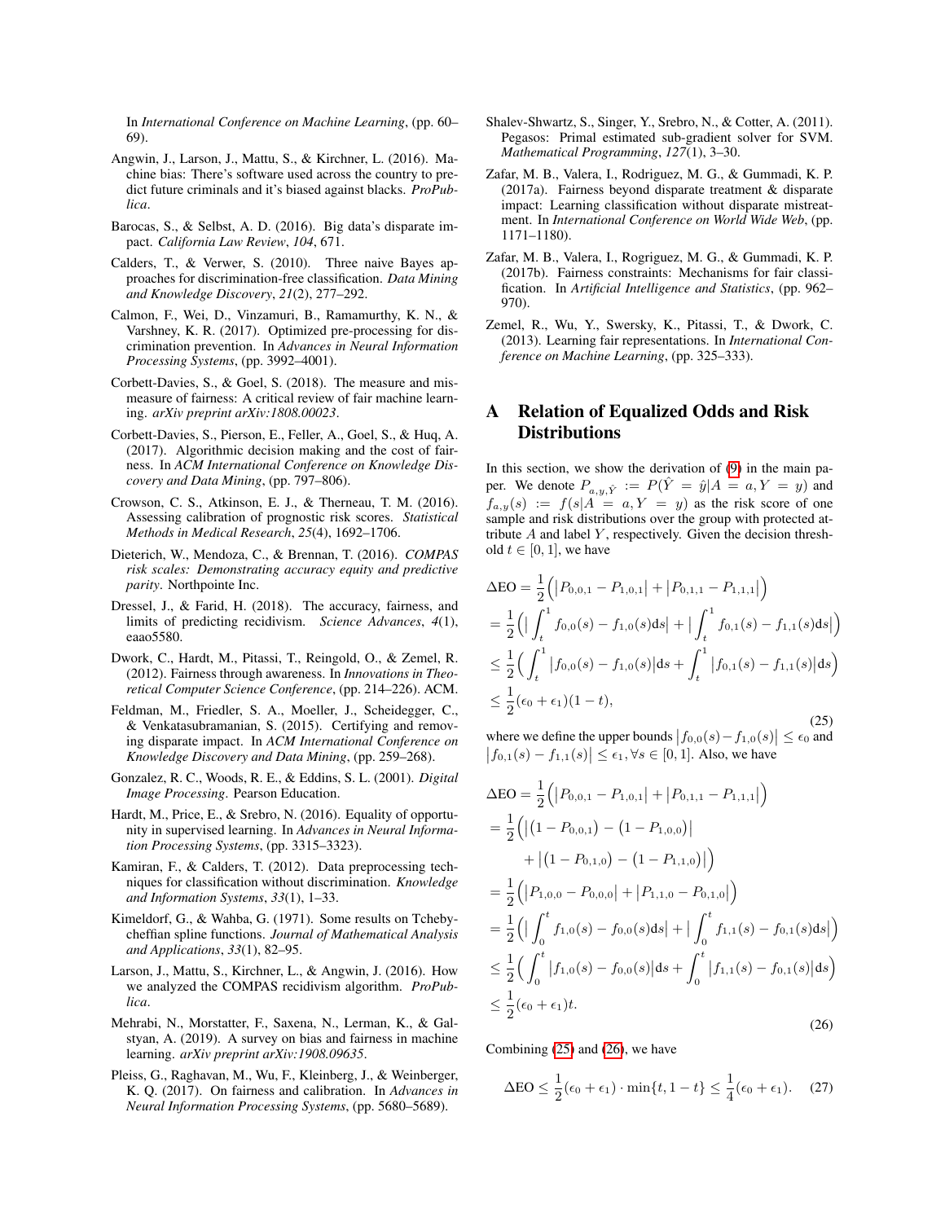In *International Conference on Machine Learning*, (pp. 60–69).

Angwin, J., Larson, J., Mattu, S., & Kirchner, L. (2016). Machine bias: There's software used across the country to predict future criminals and it's biased against blacks. *ProPublica*.

Barocas, S., & Selbst, A. D. (2016). Big data's disparate impact. *California Law Review*, *104*, 671.

Calders, T., & Verwer, S. (2010). Three naive Bayes approaches for discrimination-free classification. *Data Mining and Knowledge Discovery*, *21*(2), 277–292.

Calmon, F., Wei, D., Vinzamuri, B., Ramamurthy, K. N., & Varshney, K. R. (2017). Optimized pre-processing for discrimination prevention. In *Advances in Neural Information Processing Systems*, (pp. 3992–4001).

Corbett-Davies, S., & Goel, S. (2018). The measure and mismeasure of fairness: A critical review of fair machine learning. *arXiv preprint arXiv:1808.00023*.

Corbett-Davies, S., Pierson, E., Feller, A., Goel, S., & Huq, A. (2017). Algorithmic decision making and the cost of fairness. In *ACM International Conference on Knowledge Discovery and Data Mining*, (pp. 797–806).

Crowson, C. S., Atkinson, E. J., & Therneau, T. M. (2016). Assessing calibration of prognostic risk scores. *Statistical Methods in Medical Research*, *25*(4), 1692–1706.

Dieterich, W., Mendoza, C., & Brennan, T. (2016). *COMPAS risk scales: Demonstrating accuracy equity and predictive parity*. Northpointe Inc.

Dressel, J., & Farid, H. (2018). The accuracy, fairness, and limits of predicting recidivism. *Science Advances*, *4*(1), eaao5580.

Dwork, C., Hardt, M., Pitassi, T., Reingold, O., & Zemel, R. (2012). Fairness through awareness. In *Innovations in Theoretical Computer Science Conference*, (pp. 214–226). ACM.

Feldman, M., Friedler, S. A., Moeller, J., Scheidegger, C., & Venkatasubramanian, S. (2015). Certifying and removing disparate impact. In *ACM International Conference on Knowledge Discovery and Data Mining*, (pp. 259–268).

Gonzalez, R. C., Woods, R. E., & Eddins, S. L. (2001). *Digital Image Processing*. Pearson Education.

Hardt, M., Price, E., & Srebro, N. (2016). Equality of opportunity in supervised learning. In *Advances in Neural Information Processing Systems*, (pp. 3315–3323).

Kamiran, F., & Calders, T. (2012). Data preprocessing techniques for classification without discrimination. *Knowledge and Information Systems*, *33*(1), 1–33.

Kimeldorf, G., & Wahba, G. (1971). Some results on Tchebycheffian spline functions. *Journal of Mathematical Analysis and Applications*, *33*(1), 82–95.

Larson, J., Mattu, S., Kirchner, L., & Angwin, J. (2016). How we analyzed the COMPAS recidivism algorithm. *ProPublica*.

Mehrabi, N., Morstatter, F., Saxena, N., Lerman, K., & Galstyan, A. (2019). A survey on bias and fairness in machine learning. *arXiv preprint arXiv:1908.09635*.

Pleiss, G., Raghavan, M., Wu, F., Kleinberg, J., & Weinberger, K. Q. (2017). On fairness and calibration. In *Advances in Neural Information Processing Systems*, (pp. 5680–5689).

Shalev-Shwartz, S., Singer, Y., Srebro, N., & Cotter, A. (2011). Pegasos: Primal estimated sub-gradient solver for SVM. *Mathematical Programming*, *127*(1), 3–30.

Zafar, M. B., Valera, I., Rodriguez, M. G., & Gummadi, K. P. (2017a). Fairness beyond disparate treatment & disparate impact: Learning classification without disparate mistreatment. In *International Conference on World Wide Web*, (pp. 1171–1180).

Zafar, M. B., Valera, I., Rogriguez, M. G., & Gummadi, K. P. (2017b). Fairness constraints: Mechanisms for fair classification. In *Artificial Intelligence and Statistics*, (pp. 962–970).

Zemel, R., Wu, Y., Swersky, K., Pitassi, T., & Dwork, C. (2013). Learning fair representations. In *International Conference on Machine Learning*, (pp. 325–333).

# A Relation of Equalized Odds and Risk Distributions

In this section, we show the derivation of (9) in the main paper. We denote $P_{a,y,\hat{Y}} := P(\hat{Y} = \hat{y}|A = a, Y = y)$ and $f_{a,y}(s) := f(s|A = a, Y = y)$ as the risk score of one sample and risk distributions over the group with protected attribute $A$ and label $Y$, respectively. Given the decision threshold $t \in [0, 1]$, we have

$$
\begin{aligned}
\Delta\text{EO} &= \frac{1}{2}\Big(\big|P_{0,0,1} - P_{1,0,1}\big| + \big|P_{0,1,1} - P_{1,1,1}\big|\Big) \\
&= \frac{1}{2}\Big(\big|\int_t^1 f_{0,0}(s) - f_{1,0}(s)\mathrm{d}s\big| + \big|\int_t^1 f_{0,1}(s) - f_{1,1}(s)\mathrm{d}s\big|\Big) \\
&\leq \frac{1}{2}\Big(\int_t^1 \big|f_{0,0}(s) - f_{1,0}(s)\big|\mathrm{d}s + \int_t^1 \big|f_{0,1}(s) - f_{1,1}(s)\big|\mathrm{d}s\Big) \\
&\leq \frac{1}{2}(\epsilon_0 + \epsilon_1)(1 - t),
\end{aligned}
\tag{25}
$$

where we define the upper bounds $\big|f_{0,0}(s) - f_{1,0}(s)\big| \leq \epsilon_0$ and $\big|f_{0,1}(s) - f_{1,1}(s)\big| \leq \epsilon_1, \forall s \in [0, 1]$. Also, we have

$$
\begin{aligned}
\Delta\text{EO} &= \frac{1}{2}\Big(\big|P_{0,0,1} - P_{1,0,1}\big| + \big|P_{0,1,1} - P_{1,1,1}\big|\Big) \\
&= \frac{1}{2}\Big(\big|\big(1 - P_{0,0,1}\big) - \big(1 - P_{1,0,0}\big)\big| \\
&\quad + \big|\big(1 - P_{0,1,0}\big) - \big(1 - P_{1,1,0}\big)\big|\Big) \\
&= \frac{1}{2}\Big(\big|P_{1,0,0} - P_{0,0,0}\big| + \big|P_{1,1,0} - P_{0,1,0}\big|\Big) \\
&= \frac{1}{2}\Big(\big|\int_0^t f_{1,0}(s) - f_{0,0}(s)\mathrm{d}s\big| + \big|\int_0^t f_{1,1}(s) - f_{0,1}(s)\mathrm{d}s\big|\Big) \\
&\leq \frac{1}{2}\Big(\int_0^t \big|f_{1,0}(s) - f_{0,0}(s)\big|\mathrm{d}s + \int_0^t \big|f_{1,1}(s) - f_{0,1}(s)\big|\mathrm{d}s\Big) \\
&\leq \frac{1}{2}(\epsilon_0 + \epsilon_1)t.
\end{aligned}
\tag{26}
$$

Combining (25) and (26), we have

$$
\Delta\text{EO} \leq \frac{1}{2}(\epsilon_0 + \epsilon_1) \cdot \min\{t, 1 - t\} \leq \frac{1}{4}(\epsilon_0 + \epsilon_1). \tag{27}
$$